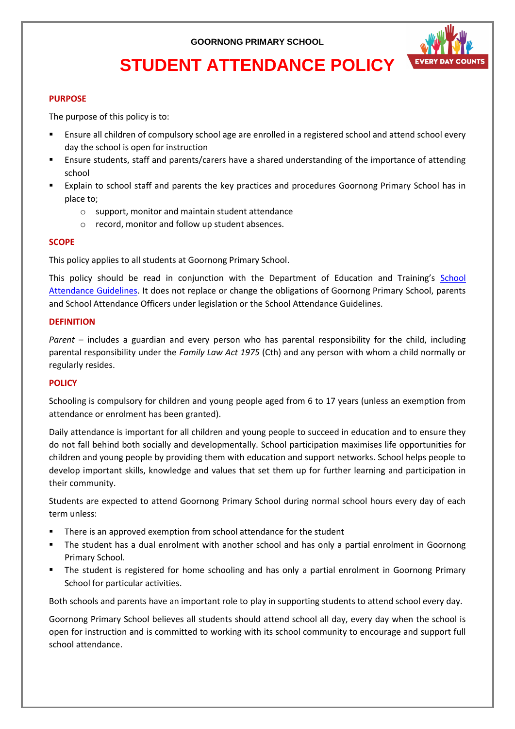GOORNONG PRIMARY SCHOOL

# STUDENT ATTENDANCE POLICY

EVERY DAY COUNTS

## PURPOSE

The purpose of this policy is to:

- Ensure all children of compulsory school age are enrolled in a registered school and attend school every day the school is open for instruction
- Ensure students, staff and parents/carers have a shared understanding of the importance of attending school
- Explain to school staff and parents the key practices and procedures Goornong Primary School has in place to;
  - support, monitor and maintain student attendance
  - record, monitor and follow up student absences.

## SCOPE

This policy applies to all students at Goornong Primary School.

This policy should be read in conjunction with the Department of Education and Training's School Attendance Guidelines. It does not replace or change the obligations of Goornong Primary School, parents and School Attendance Officers under legislation or the School Attendance Guidelines.

## DEFINITION

*Parent* – includes a guardian and every person who has parental responsibility for the child, including parental responsibility under the *Family Law Act 1975* (Cth) and any person with whom a child normally or regularly resides.

## POLICY

Schooling is compulsory for children and young people aged from 6 to 17 years (unless an exemption from attendance or enrolment has been granted).

Daily attendance is important for all children and young people to succeed in education and to ensure they do not fall behind both socially and developmentally. School participation maximises life opportunities for children and young people by providing them with education and support networks. School helps people to develop important skills, knowledge and values that set them up for further learning and participation in their community.

Students are expected to attend Goornong Primary School during normal school hours every day of each term unless:

- There is an approved exemption from school attendance for the student
- The student has a dual enrolment with another school and has only a partial enrolment in Goornong Primary School.
- The student is registered for home schooling and has only a partial enrolment in Goornong Primary School for particular activities.

Both schools and parents have an important role to play in supporting students to attend school every day.

Goornong Primary School believes all students should attend school all day, every day when the school is open for instruction and is committed to working with its school community to encourage and support full school attendance.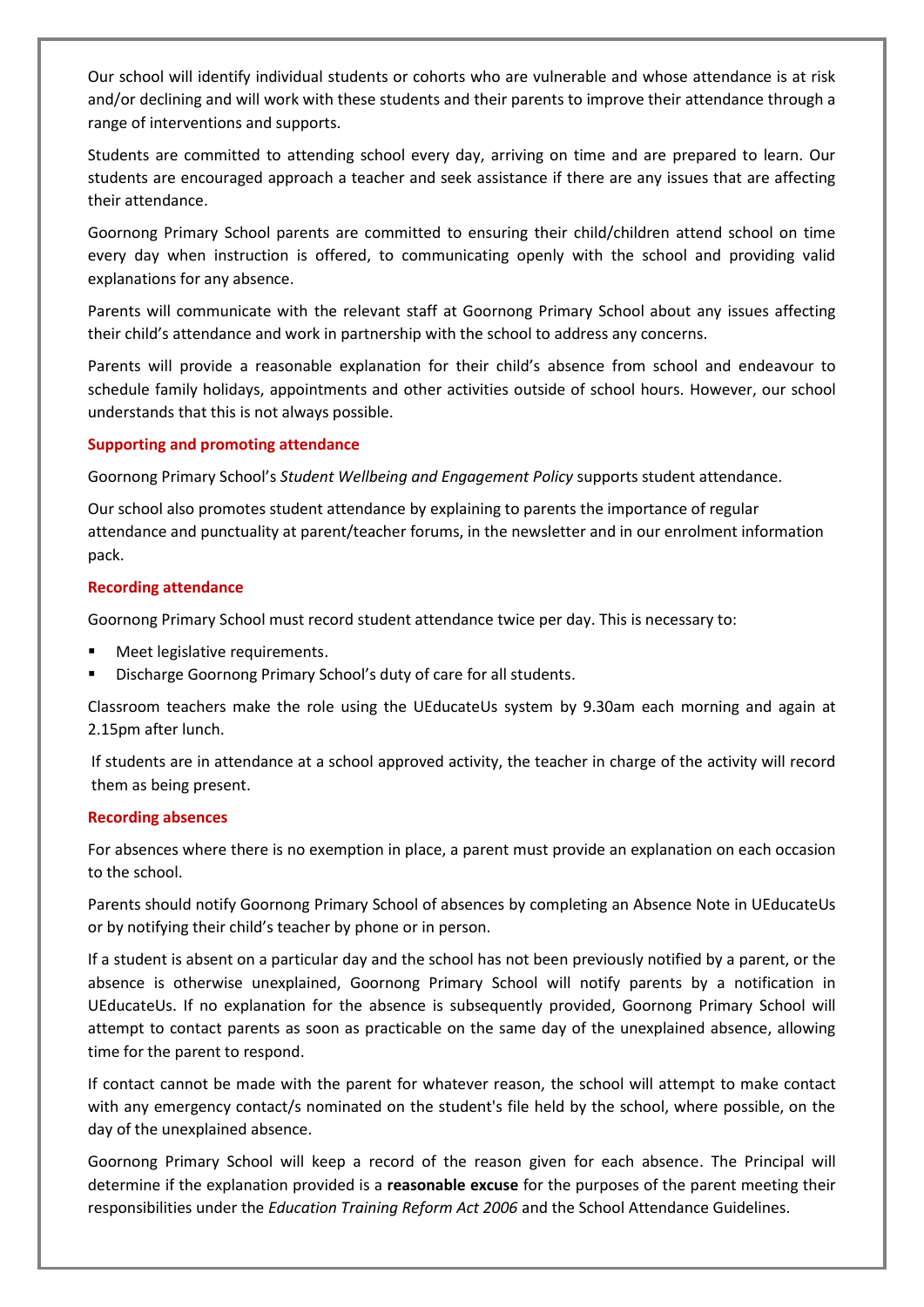Our school will identify individual students or cohorts who are vulnerable and whose attendance is at risk and/or declining and will work with these students and their parents to improve their attendance through a range of interventions and supports.

Students are committed to attending school every day, arriving on time and are prepared to learn. Our students are encouraged approach a teacher and seek assistance if there are any issues that are affecting their attendance.

Goornong Primary School parents are committed to ensuring their child/children attend school on time every day when instruction is offered, to communicating openly with the school and providing valid explanations for any absence.

Parents will communicate with the relevant staff at Goornong Primary School about any issues affecting their child's attendance and work in partnership with the school to address any concerns.

Parents will provide a reasonable explanation for their child's absence from school and endeavour to schedule family holidays, appointments and other activities outside of school hours. However, our school understands that this is not always possible.

### Supporting and promoting attendance

Goornong Primary School's *Student Wellbeing and Engagement Policy* supports student attendance.

Our school also promotes student attendance by explaining to parents the importance of regular attendance and punctuality at parent/teacher forums, in the newsletter and in our enrolment information pack.

### Recording attendance

Goornong Primary School must record student attendance twice per day. This is necessary to:

- Meet legislative requirements.
- Discharge Goornong Primary School's duty of care for all students.

Classroom teachers make the role using the UEducateUs system by 9.30am each morning and again at 2.15pm after lunch.

If students are in attendance at a school approved activity, the teacher in charge of the activity will record them as being present.

### Recording absences

For absences where there is no exemption in place, a parent must provide an explanation on each occasion to the school.

Parents should notify Goornong Primary School of absences by completing an Absence Note in UEducateUs or by notifying their child's teacher by phone or in person.

If a student is absent on a particular day and the school has not been previously notified by a parent, or the absence is otherwise unexplained, Goornong Primary School will notify parents by a notification in UEducateUs. If no explanation for the absence is subsequently provided, Goornong Primary School will attempt to contact parents as soon as practicable on the same day of the unexplained absence, allowing time for the parent to respond.

If contact cannot be made with the parent for whatever reason, the school will attempt to make contact with any emergency contact/s nominated on the student's file held by the school, where possible, on the day of the unexplained absence.

Goornong Primary School will keep a record of the reason given for each absence. The Principal will determine if the explanation provided is a **reasonable excuse** for the purposes of the parent meeting their responsibilities under the *Education Training Reform Act 2006* and the School Attendance Guidelines.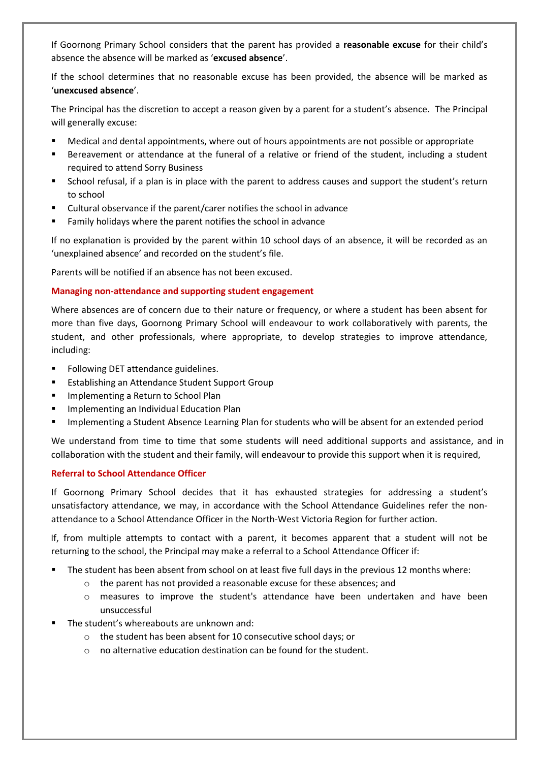If Goornong Primary School considers that the parent has provided a **reasonable excuse** for their child's absence the absence will be marked as '**excused absence**'.

If the school determines that no reasonable excuse has been provided, the absence will be marked as '**unexcused absence**'.

The Principal has the discretion to accept a reason given by a parent for a student's absence. The Principal will generally excuse:

- Medical and dental appointments, where out of hours appointments are not possible or appropriate
- Bereavement or attendance at the funeral of a relative or friend of the student, including a student required to attend Sorry Business
- School refusal, if a plan is in place with the parent to address causes and support the student's return to school
- Cultural observance if the parent/carer notifies the school in advance
- Family holidays where the parent notifies the school in advance

If no explanation is provided by the parent within 10 school days of an absence, it will be recorded as an 'unexplained absence' and recorded on the student's file.

Parents will be notified if an absence has not been excused.

### Managing non-attendance and supporting student engagement

Where absences are of concern due to their nature or frequency, or where a student has been absent for more than five days, Goornong Primary School will endeavour to work collaboratively with parents, the student, and other professionals, where appropriate, to develop strategies to improve attendance, including:

- Following DET attendance guidelines.
- Establishing an Attendance Student Support Group
- Implementing a Return to School Plan
- Implementing an Individual Education Plan
- Implementing a Student Absence Learning Plan for students who will be absent for an extended period

We understand from time to time that some students will need additional supports and assistance, and in collaboration with the student and their family, will endeavour to provide this support when it is required,

### Referral to School Attendance Officer

If Goornong Primary School decides that it has exhausted strategies for addressing a student's unsatisfactory attendance, we may, in accordance with the School Attendance Guidelines refer the non-attendance to a School Attendance Officer in the North-West Victoria Region for further action.

If, from multiple attempts to contact with a parent, it becomes apparent that a student will not be returning to the school, the Principal may make a referral to a School Attendance Officer if:

- The student has been absent from school on at least five full days in the previous 12 months where:
  - the parent has not provided a reasonable excuse for these absences; and
  - measures to improve the student's attendance have been undertaken and have been unsuccessful
- The student's whereabouts are unknown and:
  - the student has been absent for 10 consecutive school days; or
  - no alternative education destination can be found for the student.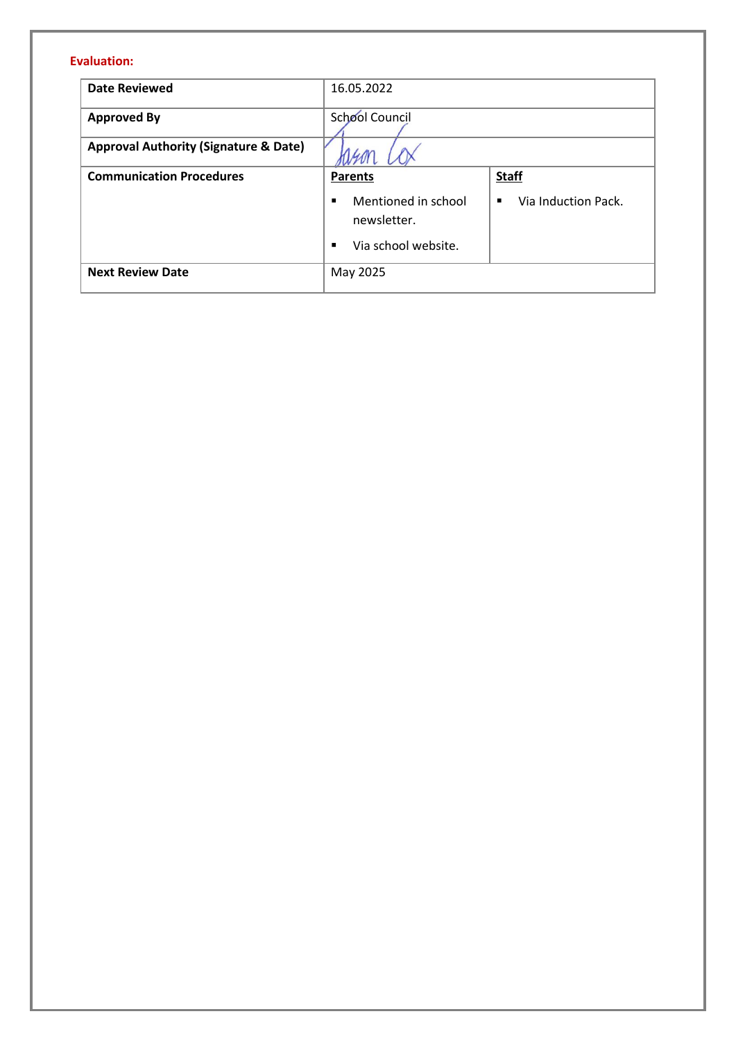**Evaluation:**

| **Date Reviewed** | 16.05.2022 | |
|---|---|---|
| **Approved By** | School Council | |
| **Approval Authority (Signature & Date)** | Jason Cox | |
| **Communication Procedures** | **Parents**<br>▪ Mentioned in school newsletter.<br>▪ Via school website. | **Staff**<br>▪ Via Induction Pack. |
| **Next Review Date** | May 2025 | |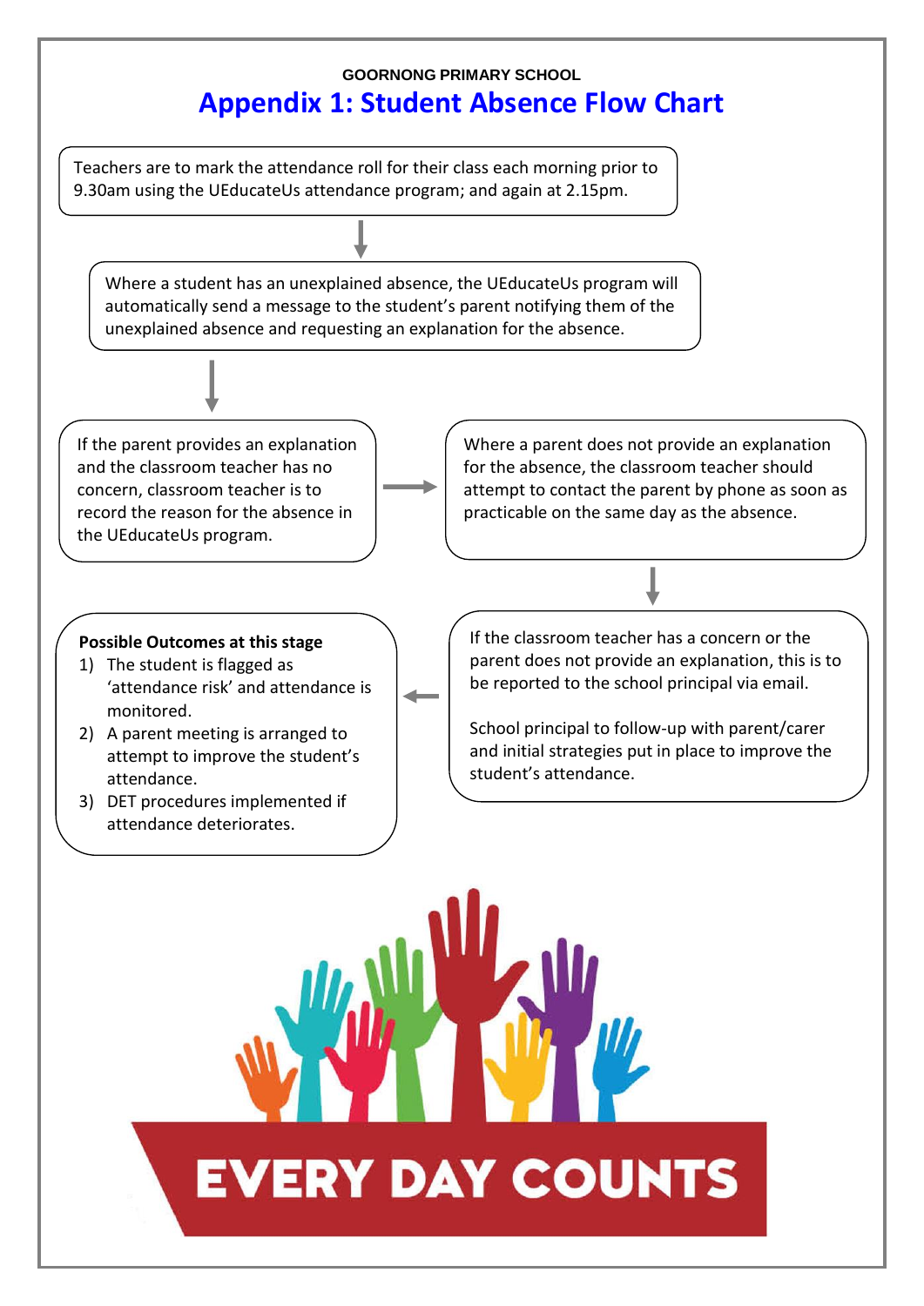GOORNONG PRIMARY SCHOOL

# Appendix 1: Student Absence Flow Chart

Teachers are to mark the attendance roll for their class each morning prior to 9.30am using the UEducateUs attendance program; and again at 2.15pm.

Where a student has an unexplained absence, the UEducateUs program will automatically send a message to the student's parent notifying them of the unexplained absence and requesting an explanation for the absence.

If the parent provides an explanation and the classroom teacher has no concern, classroom teacher is to record the reason for the absence in the UEducateUs program.

Where a parent does not provide an explanation for the absence, the classroom teacher should attempt to contact the parent by phone as soon as practicable on the same day as the absence.

If the classroom teacher has a concern or the parent does not provide an explanation, this is to be reported to the school principal via email.

School principal to follow-up with parent/carer and initial strategies put in place to improve the student's attendance.

**Possible Outcomes at this stage**

1) The student is flagged as 'attendance risk' and attendance is monitored.
2) A parent meeting is arranged to attempt to improve the student's attendance.
3) DET procedures implemented if attendance deteriorates.

EVERY DAY COUNTS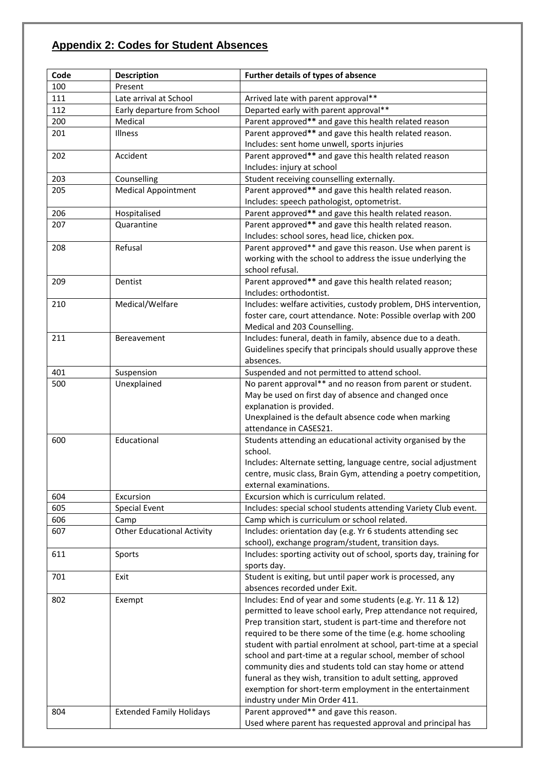## Appendix 2: Codes for Student Absences

| Code | Description | Further details of types of absence |
|---|---|---|
| 100 | Present | |
| 111 | Late arrival at School | Arrived late with parent approval** |
| 112 | Early departure from School | Departed early with parent approval** |
| 200 | Medical | Parent approved** and gave this health related reason |
| 201 | Illness | Parent approved** and gave this health related reason. Includes: sent home unwell, sports injuries |
| 202 | Accident | Parent approved** and gave this health related reason Includes: injury at school |
| 203 | Counselling | Student receiving counselling externally. |
| 205 | Medical Appointment | Parent approved** and gave this health related reason. Includes: speech pathologist, optometrist. |
| 206 | Hospitalised | Parent approved** and gave this health related reason. |
| 207 | Quarantine | Parent approved** and gave this health related reason. Includes: school sores, head lice, chicken pox. |
| 208 | Refusal | Parent approved** and gave this reason. Use when parent is working with the school to address the issue underlying the school refusal. |
| 209 | Dentist | Parent approved** and gave this health related reason; Includes: orthodontist. |
| 210 | Medical/Welfare | Includes: welfare activities, custody problem, DHS intervention, foster care, court attendance. Note: Possible overlap with 200 Medical and 203 Counselling. |
| 211 | Bereavement | Includes: funeral, death in family, absence due to a death. Guidelines specify that principals should usually approve these absences. |
| 401 | Suspension | Suspended and not permitted to attend school. |
| 500 | Unexplained | No parent approval** and no reason from parent or student. May be used on first day of absence and changed once explanation is provided. Unexplained is the default absence code when marking attendance in CASES21. |
| 600 | Educational | Students attending an educational activity organised by the school. Includes: Alternate setting, language centre, social adjustment centre, music class, Brain Gym, attending a poetry competition, external examinations. |
| 604 | Excursion | Excursion which is curriculum related. |
| 605 | Special Event | Includes: special school students attending Variety Club event. |
| 606 | Camp | Camp which is curriculum or school related. |
| 607 | Other Educational Activity | Includes: orientation day (e.g. Yr 6 students attending sec school), exchange program/student, transition days. |
| 611 | Sports | Includes: sporting activity out of school, sports day, training for sports day. |
| 701 | Exit | Student is exiting, but until paper work is processed, any absences recorded under Exit. |
| 802 | Exempt | Includes: End of year and some students (e.g. Yr. 11 & 12) permitted to leave school early, Prep attendance not required, Prep transition start, student is part-time and therefore not required to be there some of the time (e.g. home schooling student with partial enrolment at school, part-time at a special school and part-time at a regular school, member of school community dies and students told can stay home or attend funeral as they wish, transition to adult setting, approved exemption for short-term employment in the entertainment industry under Min Order 411. |
| 804 | Extended Family Holidays | Parent approved** and gave this reason. Used where parent has requested approval and principal has |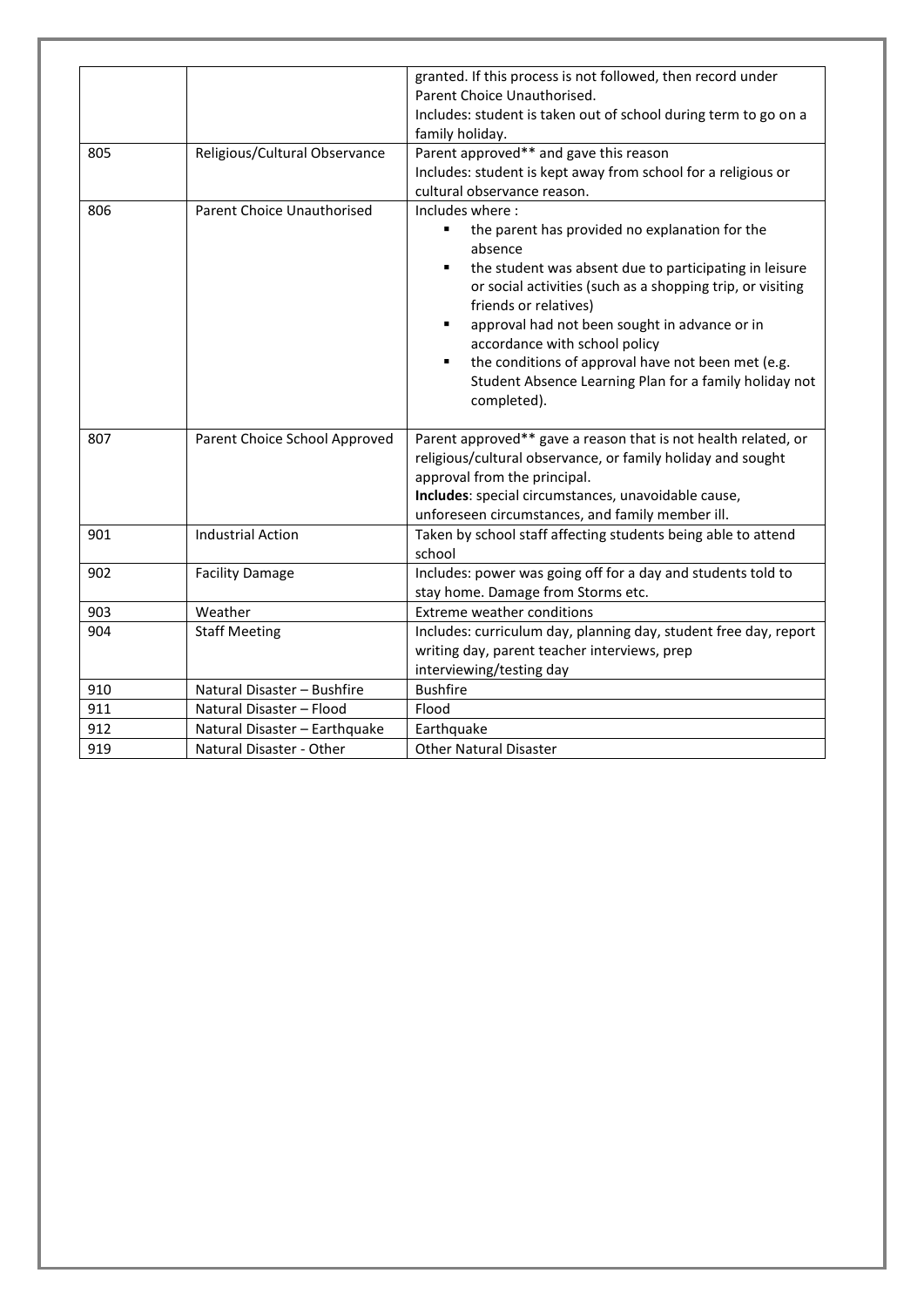| | | |
|---|---|---|
| | | granted. If this process is not followed, then record under Parent Choice Unauthorised.<br>Includes: student is taken out of school during term to go on a family holiday. |
| 805 | Religious/Cultural Observance | Parent approved** and gave this reason<br>Includes: student is kept away from school for a religious or cultural observance reason. |
| 806 | Parent Choice Unauthorised | Includes where :<br>▪ the parent has provided no explanation for the absence<br>▪ the student was absent due to participating in leisure or social activities (such as a shopping trip, or visiting friends or relatives)<br>▪ approval had not been sought in advance or in accordance with school policy<br>▪ the conditions of approval have not been met (e.g. Student Absence Learning Plan for a family holiday not completed). |
| 807 | Parent Choice School Approved | Parent approved** gave a reason that is not health related, or religious/cultural observance, or family holiday and sought approval from the principal.<br>**Includes**: special circumstances, unavoidable cause, unforeseen circumstances, and family member ill. |
| 901 | Industrial Action | Taken by school staff affecting students being able to attend school |
| 902 | Facility Damage | Includes: power was going off for a day and students told to stay home. Damage from Storms etc. |
| 903 | Weather | Extreme weather conditions |
| 904 | Staff Meeting | Includes: curriculum day, planning day, student free day, report writing day, parent teacher interviews, prep interviewing/testing day |
| 910 | Natural Disaster – Bushfire | Bushfire |
| 911 | Natural Disaster – Flood | Flood |
| 912 | Natural Disaster – Earthquake | Earthquake |
| 919 | Natural Disaster - Other | Other Natural Disaster |